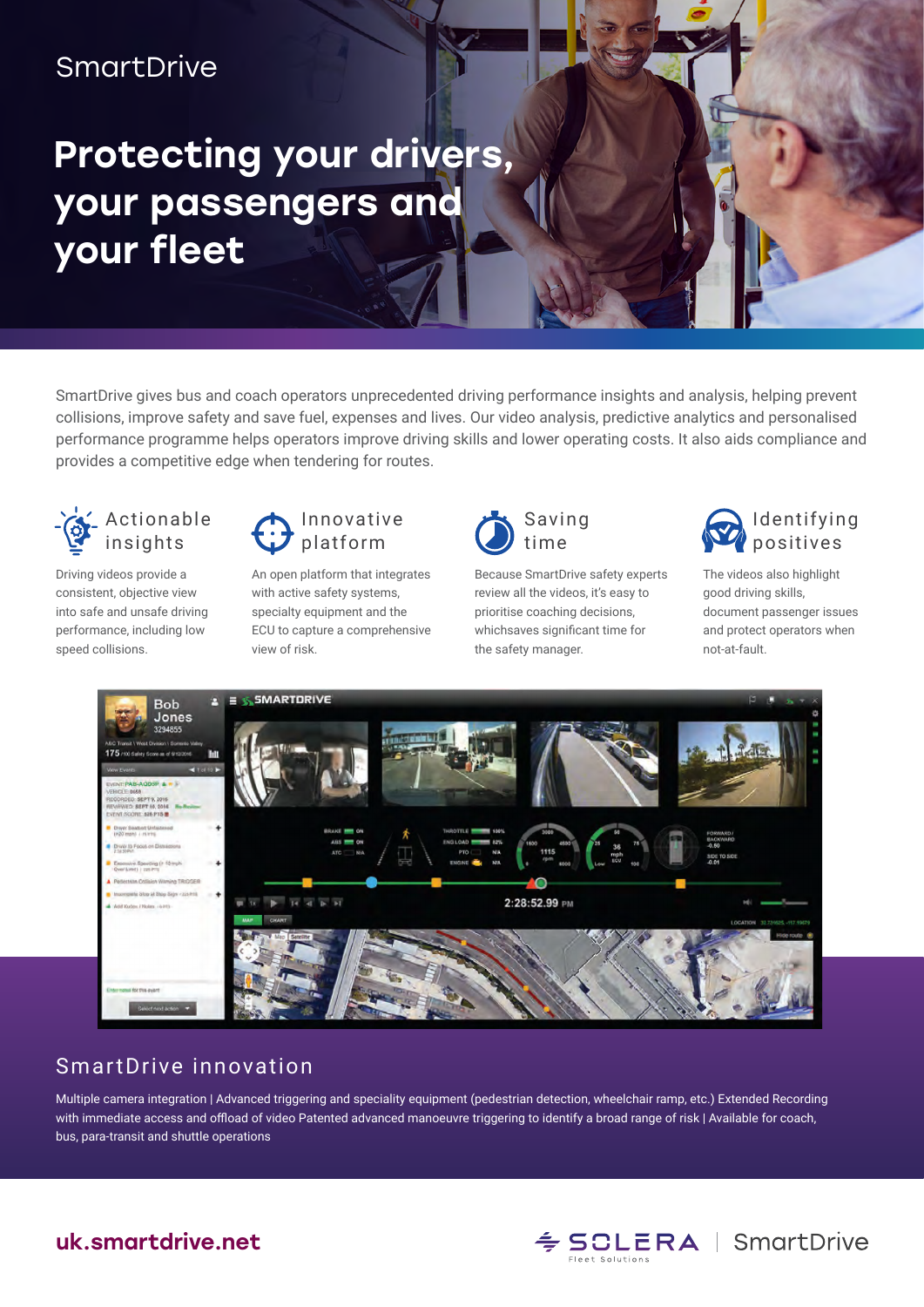SmartDrive

# Protecting your drivers, your passengers and your fleet

SmartDrive gives bus and coach operators unprecedented driving performance insights and analysis, helping prevent collisions, improve safety and save fuel, expenses and lives. Our video analysis, predictive analytics and personalised performance programme helps operators improve driving skills and lower operating costs. It also aids compliance and provides a competitive edge when tendering for routes.

### Actionable insights

Driving videos provide a consistent, objective view into safe and unsafe driving performance, including low speed collisions.

### Innovative platform

An open platform that integrates with active safety systems, specialty equipment and the ECU to capture a comprehensive view of risk.

### Saving time

Because SmartDrive safety experts review all the videos, it's easy to prioritise coaching decisions, whichsaves significant time for the safety manager.

### Identifying positives

The videos also highlight good driving skills, document passenger issues and protect operators when not-at-fault.

## SmartDrive innovation

Multiple camera integration | Advanced triggering and speciality equipment (pedestrian detection, wheelchair ramp, etc.) Extended Recording with immediate access and offload of video Patented advanced manoeuvre triggering to identify a broad range of risk | Available for coach, bus, para-transit and shuttle operations

**uk.smartdrive.net**

SOLERA Fleet Solutions | SmartDrive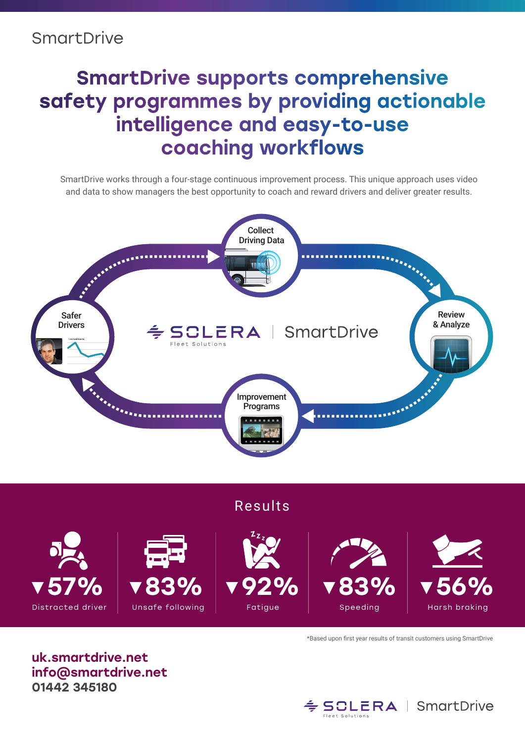SmartDrive

# SmartDrive supports comprehensive safety programmes by providing actionable intelligence and easy-to-use coaching workflows

SmartDrive works through a four-stage continuous improvement process. This unique approach uses video and data to show managers the best opportunity to coach and reward drivers and deliver greater results.

Collect Driving Data

Review & Analyze

Improvement Programs

Safer Drivers

SOLERA Fleet Solutions | SmartDrive

## Results

▼57% Distracted driver

▼83% Unsafe following

▼92% Fatigue

▼83% Speeding

▼56% Harsh braking

*Based upon first year results of transit customers using SmartDrive

**uk.smartdrive.net**
**info@smartdrive.net**
**01442 345180**

SOLERA Fleet Solutions | SmartDrive